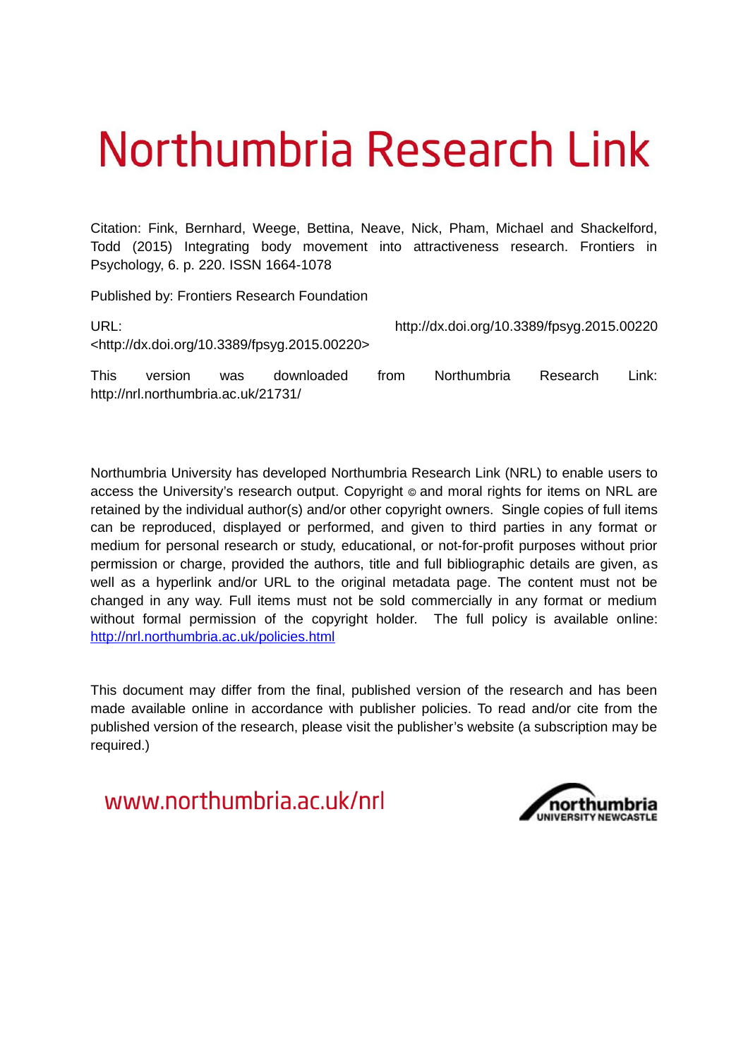# Northumbria Research Link

Citation: Fink, Bernhard, Weege, Bettina, Neave, Nick, Pham, Michael and Shackelford, Todd (2015) Integrating body movement into attractiveness research. Frontiers in Psychology, 6. p. 220. ISSN 1664-1078

Published by: Frontiers Research Foundation

URL: http://dx.doi.org/10.3389/fpsyg.2015.00220 <http://dx.doi.org/10.3389/fpsyg.2015.00220>

This version was downloaded from Northumbria Research Link: http://nrl.northumbria.ac.uk/21731/

Northumbria University has developed Northumbria Research Link (NRL) to enable users to access the University's research output. Copyright © and moral rights for items on NRL are retained by the individual author(s) and/or other copyright owners. Single copies of full items can be reproduced, displayed or performed, and given to third parties in any format or medium for personal research or study, educational, or not-for-profit purposes without prior permission or charge, provided the authors, title and full bibliographic details are given, as well as a hyperlink and/or URL to the original metadata page. The content must not be changed in any way. Full items must not be sold commercially in any format or medium without formal permission of the copyright holder. The full policy is available online: http://nrl.northumbria.ac.uk/policies.html

This document may differ from the final, published version of the research and has been made available online in accordance with publisher policies. To read and/or cite from the published version of the research, please visit the publisher's website (a subscription may be required.)

www.northumbria.ac.uk/nrl

northumbria UNIVERSITY NEWCASTLE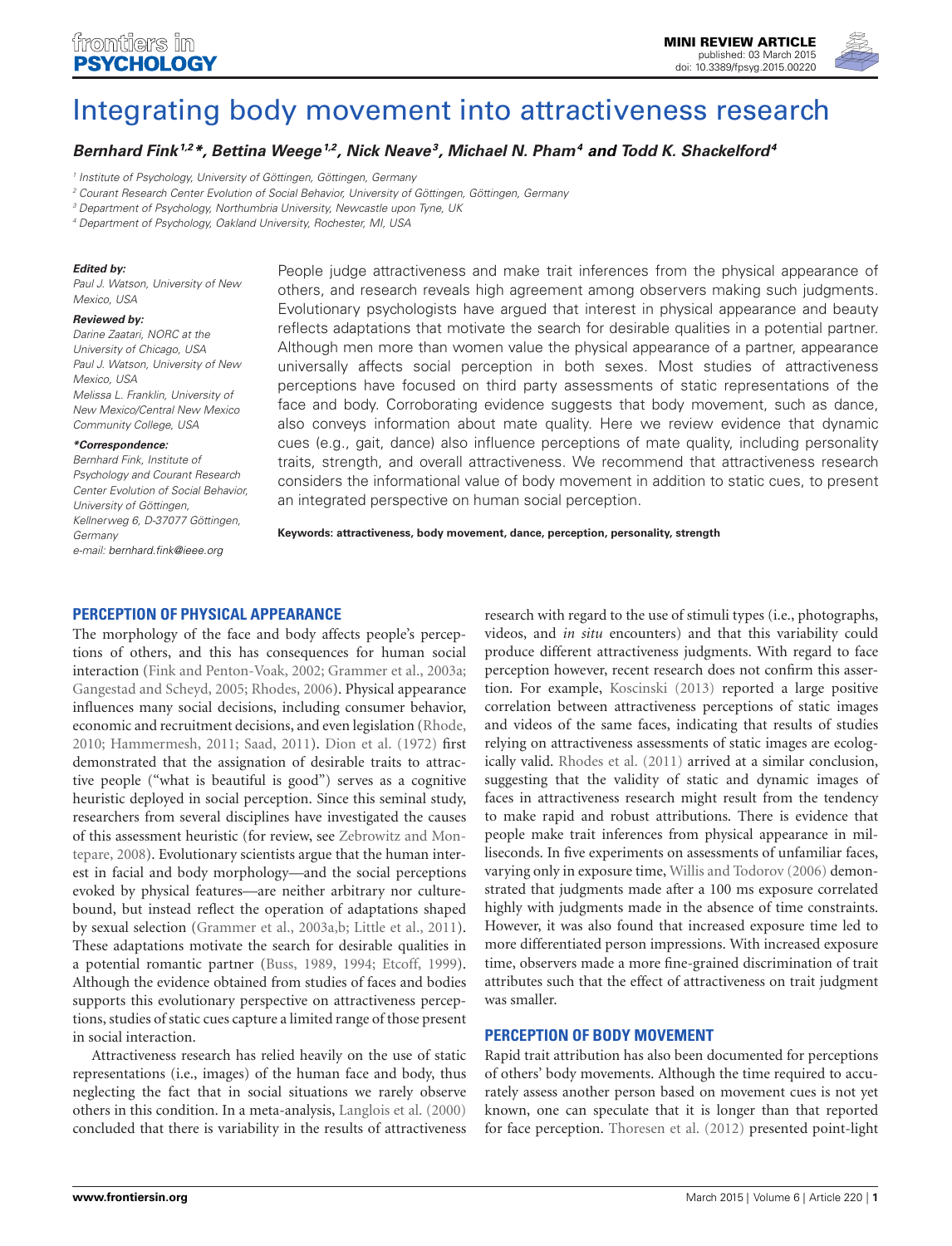# Integrating body movement into attractiveness research

***Bernhard Fink[1,2]\*, Bettina Weege[1,2], Nick Neave[3], Michael N. Pham[4] and Todd K. Shackelford[4]***

[1] Institute of Psychology, University of Göttingen, Göttingen, Germany

[2] Courant Research Center Evolution of Social Behavior, University of Göttingen, Göttingen, Germany

[3] Department of Psychology, Northumbria University, Newcastle upon Tyne, UK

[4] Department of Psychology, Oakland University, Rochester, MI, USA

**Edited by:**
Paul J. Watson, University of New Mexico, USA

**Reviewed by:**
Darine Zaatari, NORC at the University of Chicago, USA
Paul J. Watson, University of New Mexico, USA
Melissa L. Franklin, University of New Mexico/Central New Mexico Community College, USA

**\*Correspondence:**
Bernhard Fink, Institute of Psychology and Courant Research Center Evolution of Social Behavior, University of Göttingen, Kellnerweg 6, D-37077 Göttingen, Germany
e-mail: bernhard.fink@ieee.org

People judge attractiveness and make trait inferences from the physical appearance of others, and research reveals high agreement among observers making such judgments. Evolutionary psychologists have argued that interest in physical appearance and beauty reflects adaptations that motivate the search for desirable qualities in a potential partner. Although men more than women value the physical appearance of a partner, appearance universally affects social perception in both sexes. Most studies of attractiveness perceptions have focused on third party assessments of static representations of the face and body. Corroborating evidence suggests that body movement, such as dance, also conveys information about mate quality. Here we review evidence that dynamic cues (e.g., gait, dance) also influence perceptions of mate quality, including personality traits, strength, and overall attractiveness. We recommend that attractiveness research considers the informational value of body movement in addition to static cues, to present an integrated perspective on human social perception.

**Keywords: attractiveness, body movement, dance, perception, personality, strength**

## PERCEPTION OF PHYSICAL APPEARANCE

The morphology of the face and body affects people's perceptions of others, and this has consequences for human social interaction (Fink and Penton-Voak, 2002; Grammer et al., 2003a; Gangestad and Scheyd, 2005; Rhodes, 2006). Physical appearance influences many social decisions, including consumer behavior, economic and recruitment decisions, and even legislation (Rhode, 2010; Hammermesh, 2011; Saad, 2011). Dion et al. (1972) first demonstrated that the assignation of desirable traits to attractive people ("what is beautiful is good") serves as a cognitive heuristic deployed in social perception. Since this seminal study, researchers from several disciplines have investigated the causes of this assessment heuristic (for review, see Zebrowitz and Montepare, 2008). Evolutionary scientists argue that the human interest in facial and body morphology—and the social perceptions evoked by physical features—are neither arbitrary nor culture-bound, but instead reflect the operation of adaptations shaped by sexual selection (Grammer et al., 2003a,b; Little et al., 2011). These adaptations motivate the search for desirable qualities in a potential romantic partner (Buss, 1989, 1994; Etcoff, 1999). Although the evidence obtained from studies of faces and bodies supports this evolutionary perspective on attractiveness perceptions, studies of static cues capture a limited range of those present in social interaction.

Attractiveness research has relied heavily on the use of static representations (i.e., images) of the human face and body, thus neglecting the fact that in social situations we rarely observe others in this condition. In a meta-analysis, Langlois et al. (2000) concluded that there is variability in the results of attractiveness research with regard to the use of stimuli types (i.e., photographs, videos, and *in situ* encounters) and that this variability could produce different attractiveness judgments. With regard to face perception however, recent research does not confirm this assertion. For example, Koscinski (2013) reported a large positive correlation between attractiveness perceptions of static images and videos of the same faces, indicating that results of studies relying on attractiveness assessments of static images are ecologically valid. Rhodes et al. (2011) arrived at a similar conclusion, suggesting that the validity of static and dynamic images of faces in attractiveness research might result from the tendency to make rapid and robust attributions. There is evidence that people make trait inferences from physical appearance in milliseconds. In five experiments on assessments of unfamiliar faces, varying only in exposure time, Willis and Todorov (2006) demonstrated that judgments made after a 100 ms exposure correlated highly with judgments made in the absence of time constraints. However, it was also found that increased exposure time led to more differentiated person impressions. With increased exposure time, observers made a more fine-grained discrimination of trait attributes such that the effect of attractiveness on trait judgment was smaller.

## PERCEPTION OF BODY MOVEMENT

Rapid trait attribution has also been documented for perceptions of others' body movements. Although the time required to accurately assess another person based on movement cues is not yet known, one can speculate that it is longer than that reported for face perception. Thoresen et al. (2012) presented point-light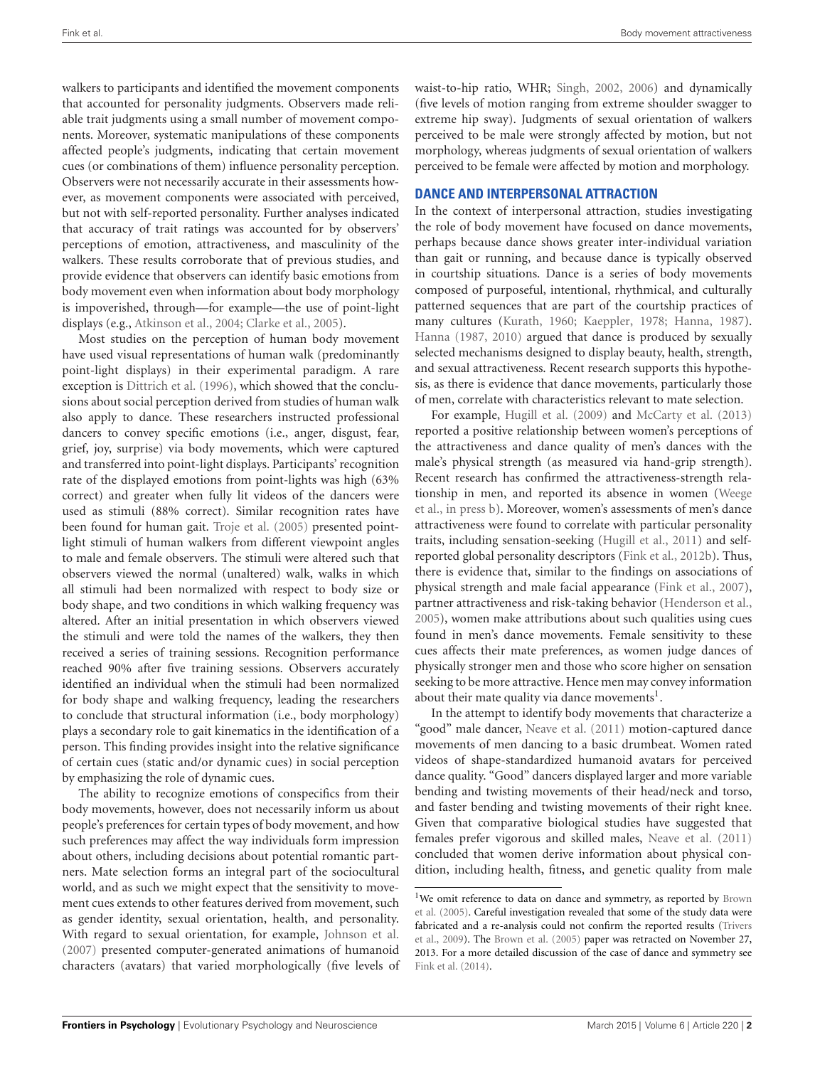walkers to participants and identified the movement components that accounted for personality judgments. Observers made reliable trait judgments using a small number of movement components. Moreover, systematic manipulations of these components affected people's judgments, indicating that certain movement cues (or combinations of them) influence personality perception. Observers were not necessarily accurate in their assessments however, as movement components were associated with perceived, but not with self-reported personality. Further analyses indicated that accuracy of trait ratings was accounted for by observers' perceptions of emotion, attractiveness, and masculinity of the walkers. These results corroborate that of previous studies, and provide evidence that observers can identify basic emotions from body movement even when information about body morphology is impoverished, through—for example—the use of point-light displays (e.g., Atkinson et al., 2004; Clarke et al., 2005).

Most studies on the perception of human body movement have used visual representations of human walk (predominantly point-light displays) in their experimental paradigm. A rare exception is Dittrich et al. (1996), which showed that the conclusions about social perception derived from studies of human walk also apply to dance. These researchers instructed professional dancers to convey specific emotions (i.e., anger, disgust, fear, grief, joy, surprise) via body movements, which were captured and transferred into point-light displays. Participants' recognition rate of the displayed emotions from point-lights was high (63% correct) and greater when fully lit videos of the dancers were used as stimuli (88% correct). Similar recognition rates have been found for human gait. Troje et al. (2005) presented point-light stimuli of human walkers from different viewpoint angles to male and female observers. The stimuli were altered such that observers viewed the normal (unaltered) walk, walks in which all stimuli had been normalized with respect to body size or body shape, and two conditions in which walking frequency was altered. After an initial presentation in which observers viewed the stimuli and were told the names of the walkers, they then received a series of training sessions. Recognition performance reached 90% after five training sessions. Observers accurately identified an individual when the stimuli had been normalized for body shape and walking frequency, leading the researchers to conclude that structural information (i.e., body morphology) plays a secondary role to gait kinematics in the identification of a person. This finding provides insight into the relative significance of certain cues (static and/or dynamic cues) in social perception by emphasizing the role of dynamic cues.

The ability to recognize emotions of conspecifics from their body movements, however, does not necessarily inform us about people's preferences for certain types of body movement, and how such preferences may affect the way individuals form impression about others, including decisions about potential romantic partners. Mate selection forms an integral part of the sociocultural world, and as such we might expect that the sensitivity to movement cues extends to other features derived from movement, such as gender identity, sexual orientation, health, and personality. With regard to sexual orientation, for example, Johnson et al. (2007) presented computer-generated animations of humanoid characters (avatars) that varied morphologically (five levels of waist-to-hip ratio, WHR; Singh, 2002, 2006) and dynamically (five levels of motion ranging from extreme shoulder swagger to extreme hip sway). Judgments of sexual orientation of walkers perceived to be male were strongly affected by motion, but not morphology, whereas judgments of sexual orientation of walkers perceived to be female were affected by motion and morphology.

## DANCE AND INTERPERSONAL ATTRACTION

In the context of interpersonal attraction, studies investigating the role of body movement have focused on dance movements, perhaps because dance shows greater inter-individual variation than gait or running, and because dance is typically observed in courtship situations. Dance is a series of body movements composed of purposeful, intentional, rhythmical, and culturally patterned sequences that are part of the courtship practices of many cultures (Kurath, 1960; Kaeppler, 1978; Hanna, 1987). Hanna (1987, 2010) argued that dance is produced by sexually selected mechanisms designed to display beauty, health, strength, and sexual attractiveness. Recent research supports this hypothesis, as there is evidence that dance movements, particularly those of men, correlate with characteristics relevant to mate selection.

For example, Hugill et al. (2009) and McCarty et al. (2013) reported a positive relationship between women's perceptions of the attractiveness and dance quality of men's dances with the male's physical strength (as measured via hand-grip strength). Recent research has confirmed the attractiveness-strength relationship in men, and reported its absence in women (Weege et al., in press b). Moreover, women's assessments of men's dance attractiveness were found to correlate with particular personality traits, including sensation-seeking (Hugill et al., 2011) and self-reported global personality descriptors (Fink et al., 2012b). Thus, there is evidence that, similar to the findings on associations of physical strength and male facial appearance (Fink et al., 2007), partner attractiveness and risk-taking behavior (Henderson et al., 2005), women make attributions about such qualities using cues found in men's dance movements. Female sensitivity to these cues affects their mate preferences, as women judge dances of physically stronger men and those who score higher on sensation seeking to be more attractive. Hence men may convey information about their mate quality via dance movements[1].

In the attempt to identify body movements that characterize a "good" male dancer, Neave et al. (2011) motion-captured dance movements of men dancing to a basic drumbeat. Women rated videos of shape-standardized humanoid avatars for perceived dance quality. "Good" dancers displayed larger and more variable bending and twisting movements of their head/neck and torso, and faster bending and twisting movements of their right knee. Given that comparative biological studies have suggested that females prefer vigorous and skilled males, Neave et al. (2011) concluded that women derive information about physical condition, including health, fitness, and genetic quality from male

[1]We omit reference to data on dance and symmetry, as reported by Brown et al. (2005). Careful investigation revealed that some of the study data were fabricated and a re-analysis could not confirm the reported results (Trivers et al., 2009). The Brown et al. (2005) paper was retracted on November 27, 2013. For a more detailed discussion of the case of dance and symmetry see Fink et al. (2014).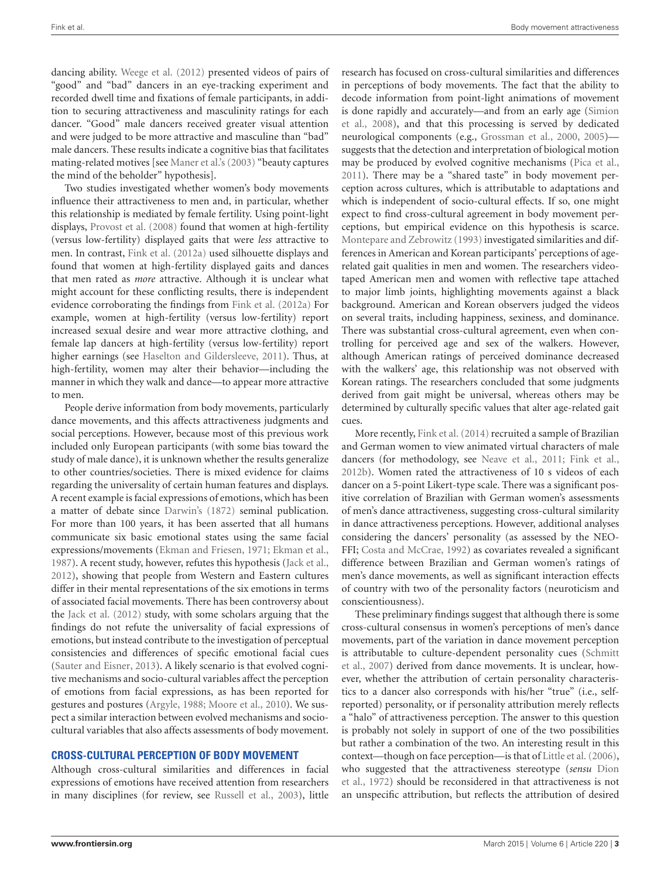dancing ability. Weege et al. (2012) presented videos of pairs of "good" and "bad" dancers in an eye-tracking experiment and recorded dwell time and fixations of female participants, in addition to securing attractiveness and masculinity ratings for each dancer. "Good" male dancers received greater visual attention and were judged to be more attractive and masculine than "bad" male dancers. These results indicate a cognitive bias that facilitates mating-related motives [see Maner et al.'s (2003) "beauty captures the mind of the beholder" hypothesis].

Two studies investigated whether women's body movements influence their attractiveness to men and, in particular, whether this relationship is mediated by female fertility. Using point-light displays, Provost et al. (2008) found that women at high-fertility (versus low-fertility) displayed gaits that were *less* attractive to men. In contrast, Fink et al. (2012a) used silhouette displays and found that women at high-fertility displayed gaits and dances that men rated as *more* attractive. Although it is unclear what might account for these conflicting results, there is independent evidence corroborating the findings from Fink et al. (2012a) For example, women at high-fertility (versus low-fertility) report increased sexual desire and wear more attractive clothing, and female lap dancers at high-fertility (versus low-fertility) report higher earnings (see Haselton and Gildersleeve, 2011). Thus, at high-fertility, women may alter their behavior—including the manner in which they walk and dance—to appear more attractive to men.

People derive information from body movements, particularly dance movements, and this affects attractiveness judgments and social perceptions. However, because most of this previous work included only European participants (with some bias toward the study of male dance), it is unknown whether the results generalize to other countries/societies. There is mixed evidence for claims regarding the universality of certain human features and displays. A recent example is facial expressions of emotions, which has been a matter of debate since Darwin's (1872) seminal publication. For more than 100 years, it has been asserted that all humans communicate six basic emotional states using the same facial expressions/movements (Ekman and Friesen, 1971; Ekman et al., 1987). A recent study, however, refutes this hypothesis (Jack et al., 2012), showing that people from Western and Eastern cultures differ in their mental representations of the six emotions in terms of associated facial movements. There has been controversy about the Jack et al. (2012) study, with some scholars arguing that the findings do not refute the universality of facial expressions of emotions, but instead contribute to the investigation of perceptual consistencies and differences of specific emotional facial cues (Sauter and Eisner, 2013). A likely scenario is that evolved cognitive mechanisms and socio-cultural variables affect the perception of emotions from facial expressions, as has been reported for gestures and postures (Argyle, 1988; Moore et al., 2010). We suspect a similar interaction between evolved mechanisms and socio-cultural variables that also affects assessments of body movement.

## CROSS-CULTURAL PERCEPTION OF BODY MOVEMENT

Although cross-cultural similarities and differences in facial expressions of emotions have received attention from researchers in many disciplines (for review, see Russell et al., 2003), little research has focused on cross-cultural similarities and differences in perceptions of body movements. The fact that the ability to decode information from point-light animations of movement is done rapidly and accurately—and from an early age (Simion et al., 2008), and that this processing is served by dedicated neurological components (e.g., Grossman et al., 2000, 2005)—suggests that the detection and interpretation of biological motion may be produced by evolved cognitive mechanisms (Pica et al., 2011). There may be a "shared taste" in body movement perception across cultures, which is attributable to adaptations and which is independent of socio-cultural effects. If so, one might expect to find cross-cultural agreement in body movement perceptions, but empirical evidence on this hypothesis is scarce. Montepare and Zebrowitz (1993) investigated similarities and differences in American and Korean participants' perceptions of age-related gait qualities in men and women. The researchers videotaped American men and women with reflective tape attached to major limb joints, highlighting movements against a black background. American and Korean observers judged the videos on several traits, including happiness, sexiness, and dominance. There was substantial cross-cultural agreement, even when controlling for perceived age and sex of the walkers. However, although American ratings of perceived dominance decreased with the walkers' age, this relationship was not observed with Korean ratings. The researchers concluded that some judgments derived from gait might be universal, whereas others may be determined by culturally specific values that alter age-related gait cues.

More recently, Fink et al. (2014) recruited a sample of Brazilian and German women to view animated virtual characters of male dancers (for methodology, see Neave et al., 2011; Fink et al., 2012b). Women rated the attractiveness of 10 s videos of each dancer on a 5-point Likert-type scale. There was a significant positive correlation of Brazilian with German women's assessments of men's dance attractiveness, suggesting cross-cultural similarity in dance attractiveness perceptions. However, additional analyses considering the dancers' personality (as assessed by the NEO-FFI; Costa and McCrae, 1992) as covariates revealed a significant difference between Brazilian and German women's ratings of men's dance movements, as well as significant interaction effects of country with two of the personality factors (neuroticism and conscientiousness).

These preliminary findings suggest that although there is some cross-cultural consensus in women's perceptions of men's dance movements, part of the variation in dance movement perception is attributable to culture-dependent personality cues (Schmitt et al., 2007) derived from dance movements. It is unclear, however, whether the attribution of certain personality characteristics to a dancer also corresponds with his/her "true" (i.e., self-reported) personality, or if personality attribution merely reflects a "halo" of attractiveness perception. The answer to this question is probably not solely in support of one of the two possibilities but rather a combination of the two. An interesting result in this context—though on face perception—is that of Little et al. (2006), who suggested that the attractiveness stereotype (*sensu* Dion et al., 1972) should be reconsidered in that attractiveness is not an unspecific attribution, but reflects the attribution of desired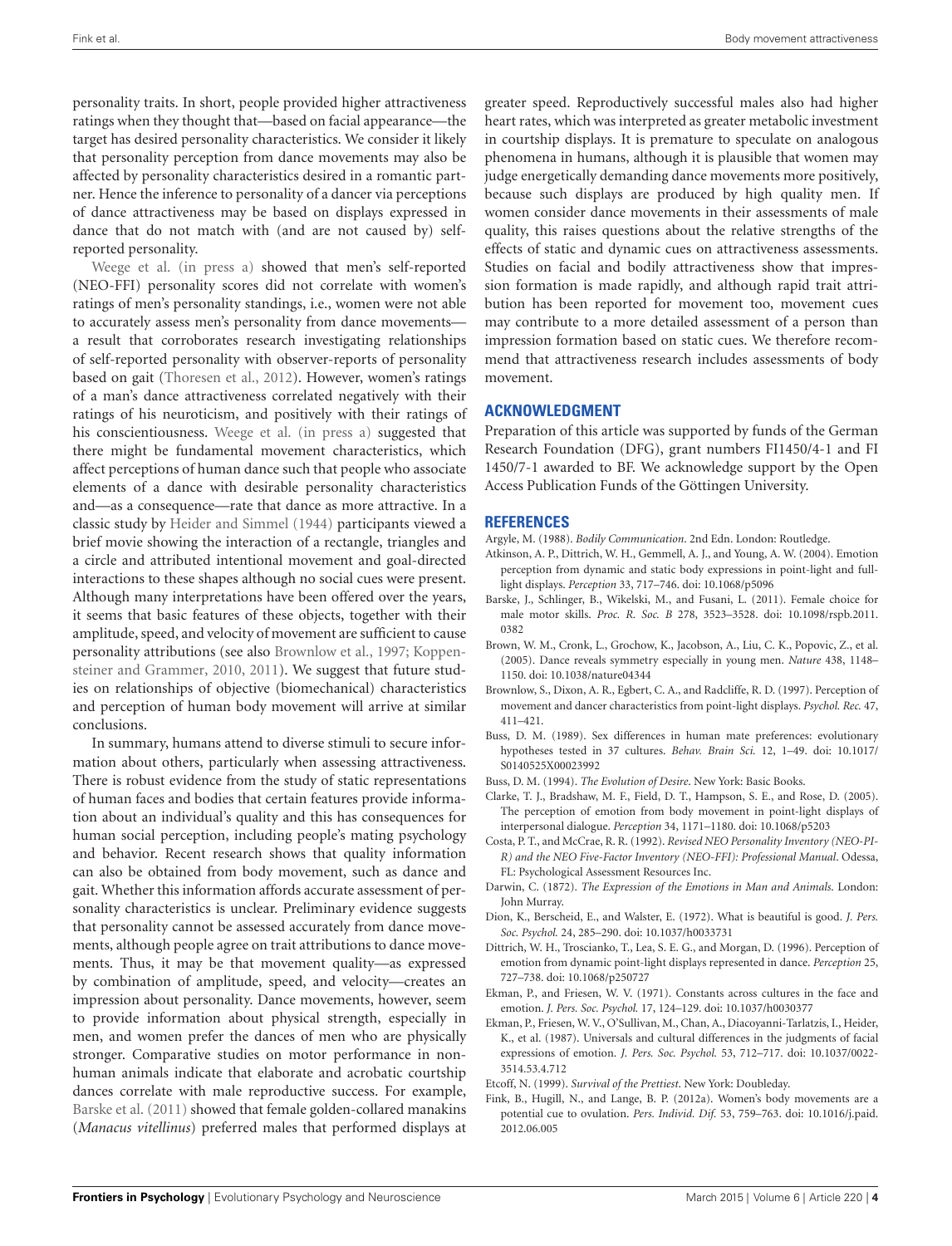personality traits. In short, people provided higher attractiveness ratings when they thought that—based on facial appearance—the target has desired personality characteristics. We consider it likely that personality perception from dance movements may also be affected by personality characteristics desired in a romantic partner. Hence the inference to personality of a dancer via perceptions of dance attractiveness may be based on displays expressed in dance that do not match with (and are not caused by) self-reported personality.

Weege et al. (in press a) showed that men's self-reported (NEO-FFI) personality scores did not correlate with women's ratings of men's personality standings, i.e., women were not able to accurately assess men's personality from dance movements—a result that corroborates research investigating relationships of self-reported personality with observer-reports of personality based on gait (Thoresen et al., 2012). However, women's ratings of a man's dance attractiveness correlated negatively with their ratings of his neuroticism, and positively with their ratings of his conscientiousness. Weege et al. (in press a) suggested that there might be fundamental movement characteristics, which affect perceptions of human dance such that people who associate elements of a dance with desirable personality characteristics and—as a consequence—rate that dance as more attractive. In a classic study by Heider and Simmel (1944) participants viewed a brief movie showing the interaction of a rectangle, triangles and a circle and attributed intentional movement and goal-directed interactions to these shapes although no social cues were present. Although many interpretations have been offered over the years, it seems that basic features of these objects, together with their amplitude, speed, and velocity of movement are sufficient to cause personality attributions (see also Brownlow et al., 1997; Koppensteiner and Grammer, 2010, 2011). We suggest that future studies on relationships of objective (biomechanical) characteristics and perception of human body movement will arrive at similar conclusions.

In summary, humans attend to diverse stimuli to secure information about others, particularly when assessing attractiveness. There is robust evidence from the study of static representations of human faces and bodies that certain features provide information about an individual's quality and this has consequences for human social perception, including people's mating psychology and behavior. Recent research shows that quality information can also be obtained from body movement, such as dance and gait. Whether this information affords accurate assessment of personality characteristics is unclear. Preliminary evidence suggests that personality cannot be assessed accurately from dance movements, although people agree on trait attributions to dance movements. Thus, it may be that movement quality—as expressed by combination of amplitude, speed, and velocity—creates an impression about personality. Dance movements, however, seem to provide information about physical strength, especially in men, and women prefer the dances of men who are physically stronger. Comparative studies on motor performance in non-human animals indicate that elaborate and acrobatic courtship dances correlate with male reproductive success. For example, Barske et al. (2011) showed that female golden-collared manakins (*Manacus vitellinus*) preferred males that performed displays at greater speed. Reproductively successful males also had higher heart rates, which was interpreted as greater metabolic investment in courtship displays. It is premature to speculate on analogous phenomena in humans, although it is plausible that women may judge energetically demanding dance movements more positively, because such displays are produced by high quality men. If women consider dance movements in their assessments of male quality, this raises questions about the relative strengths of the effects of static and dynamic cues on attractiveness assessments. Studies on facial and bodily attractiveness show that impression formation is made rapidly, and although rapid trait attribution has been reported for movement too, movement cues may contribute to a more detailed assessment of a person than impression formation based on static cues. We therefore recommend that attractiveness research includes assessments of body movement.

## ACKNOWLEDGMENT

Preparation of this article was supported by funds of the German Research Foundation (DFG), grant numbers FI1450/4-1 and FI 1450/7-1 awarded to BF. We acknowledge support by the Open Access Publication Funds of the Göttingen University.

## REFERENCES

Argyle, M. (1988). *Bodily Communication*. 2nd Edn. London: Routledge.

Atkinson, A. P., Dittrich, W. H., Gemmell, A. J., and Young, A. W. (2004). Emotion perception from dynamic and static body expressions in point-light and full-light displays. *Perception* 33, 717–746. doi: 10.1068/p5096

Barske, J., Schlinger, B., Wikelski, M., and Fusani, L. (2011). Female choice for male motor skills. *Proc. R. Soc. B* 278, 3523–3528. doi: 10.1098/rspb.2011.0382

Brown, W. M., Cronk, L., Grochow, K., Jacobson, A., Liu, C. K., Popovic, Z., et al. (2005). Dance reveals symmetry especially in young men. *Nature* 438, 1148–1150. doi: 10.1038/nature04344

Brownlow, S., Dixon, A. R., Egbert, C. A., and Radcliffe, R. D. (1997). Perception of movement and dancer characteristics from point-light displays. *Psychol. Rec.* 47, 411–421.

Buss, D. M. (1989). Sex differences in human mate preferences: evolutionary hypotheses tested in 37 cultures. *Behav. Brain Sci.* 12, 1–49. doi: 10.1017/S0140525X00023992

Buss, D. M. (1994). *The Evolution of Desire*. New York: Basic Books.

Clarke, T. J., Bradshaw, M. F., Field, D. T., Hampson, S. E., and Rose, D. (2005). The perception of emotion from body movement in point-light displays of interpersonal dialogue. *Perception* 34, 1171–1180. doi: 10.1068/p5203

Costa, P. T., and McCrae, R. R. (1992). *Revised NEO Personality Inventory (NEO-PI-R) and the NEO Five-Factor Inventory (NEO-FFI): Professional Manual*. Odessa, FL: Psychological Assessment Resources Inc.

Darwin, C. (1872). *The Expression of the Emotions in Man and Animals*. London: John Murray.

Dion, K., Berscheid, E., and Walster, E. (1972). What is beautiful is good. *J. Pers. Soc. Psychol.* 24, 285–290. doi: 10.1037/h0033731

Dittrich, W. H., Troscianko, T., Lea, S. E. G., and Morgan, D. (1996). Perception of emotion from dynamic point-light displays represented in dance. *Perception* 25, 727–738. doi: 10.1068/p250727

Ekman, P., and Friesen, W. V. (1971). Constants across cultures in the face and emotion. *J. Pers. Soc. Psychol.* 17, 124–129. doi: 10.1037/h0030377

Ekman, P., Friesen, W. V., O'Sullivan, M., Chan, A., Diacoyanni-Tarlatzis, I., Heider, K., et al. (1987). Universals and cultural differences in the judgments of facial expressions of emotion. *J. Pers. Soc. Psychol.* 53, 712–717. doi: 10.1037/0022-3514.53.4.712

Etcoff, N. (1999). *Survival of the Prettiest*. New York: Doubleday.

Fink, B., Hugill, N., and Lange, B. P. (2012a). Women's body movements are a potential cue to ovulation. *Pers. Individ. Dif.* 53, 759–763. doi: 10.1016/j.paid.2012.06.005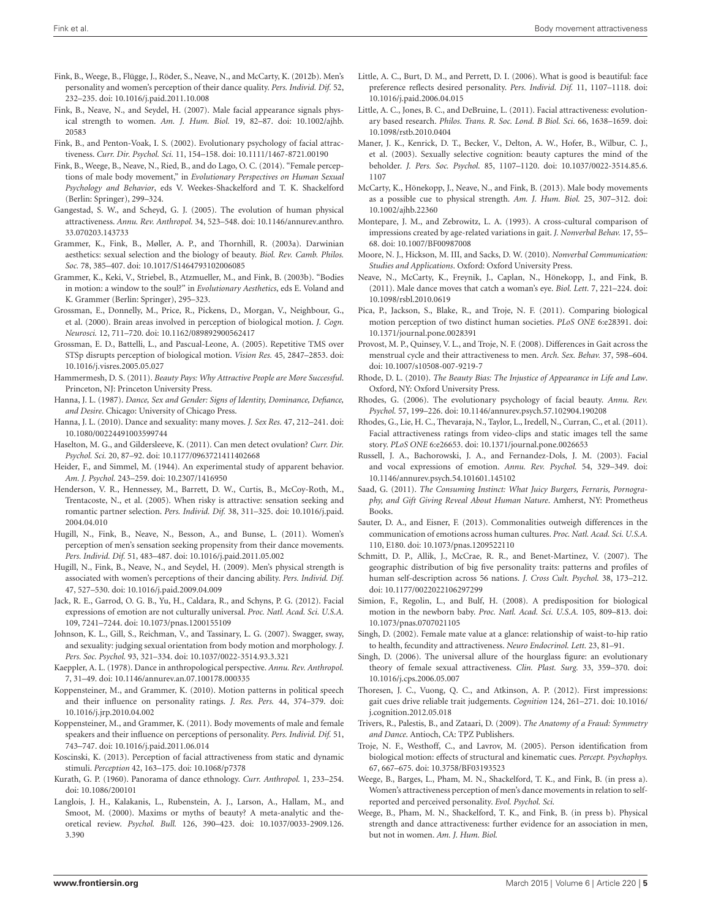Fink, B., Weege, B., Flügge, J., Röder, S., Neave, N., and McCarty, K. (2012b). Men's personality and women's perception of their dance quality. *Pers. Individ. Dif.* 52, 232–235. doi: 10.1016/j.paid.2011.10.008

Fink, B., Neave, N., and Seydel, H. (2007). Male facial appearance signals physical strength to women. *Am. J. Hum. Biol.* 19, 82–87. doi: 10.1002/ajhb.20583

Fink, B., and Penton-Voak, I. S. (2002). Evolutionary psychology of facial attractiveness. *Curr. Dir. Psychol. Sci.* 11, 154–158. doi: 10.1111/1467-8721.00190

Fink, B., Weege, B., Neave, N., Ried, B., and do Lago, O. C. (2014). "Female perceptions of male body movement," in *Evolutionary Perspectives on Human Sexual Psychology and Behavior*, eds V. Weekes-Shackelford and T. K. Shackelford (Berlin: Springer), 299–324.

Gangestad, S. W., and Scheyd, G. J. (2005). The evolution of human physical attractiveness. *Annu. Rev. Anthropol.* 34, 523–548. doi: 10.1146/annurev.anthro.33.070203.143733

Grammer, K., Fink, B., Møller, A. P., and Thornhill, R. (2003a). Darwinian aesthetics: sexual selection and the biology of beauty. *Biol. Rev. Camb. Philos. Soc.* 78, 385–407. doi: 10.1017/S1464793102006085

Grammer, K., Keki, V., Striebel, B., Atzmueller, M., and Fink, B. (2003b). "Bodies in motion: a window to the soul?" in *Evolutionary Aesthetics*, eds E. Voland and K. Grammer (Berlin: Springer), 295–323.

Grossman, E., Donnelly, M., Price, R., Pickens, D., Morgan, V., Neighbour, G., et al. (2000). Brain areas involved in perception of biological motion. *J. Cogn. Neurosci.* 12, 711–720. doi: 10.1162/089892900562417

Grossman, E. D., Battelli, L., and Pascual-Leone, A. (2005). Repetitive TMS over STSp disrupts perception of biological motion. *Vision Res.* 45, 2847–2853. doi: 10.1016/j.visres.2005.05.027

Hammermesh, D. S. (2011). *Beauty Pays: Why Attractive People are More Successful*. Princeton, NJ: Princeton University Press.

Hanna, J. L. (1987). *Dance, Sex and Gender: Signs of Identity, Dominance, Defiance, and Desire*. Chicago: University of Chicago Press.

Hanna, J. L. (2010). Dance and sexuality: many moves. *J. Sex Res.* 47, 212–241. doi: 10.1080/00224491003599744

Haselton, M. G., and Gildersleeve, K. (2011). Can men detect ovulation? *Curr. Dir. Psychol. Sci.* 20, 87–92. doi: 10.1177/0963721411402668

Heider, F., and Simmel, M. (1944). An experimental study of apparent behavior. *Am. J. Psychol.* 243–259. doi: 10.2307/1416950

Henderson, V. R., Hennessey, M., Barrett, D. W., Curtis, B., McCoy-Roth, M., Trentacoste, N., et al. (2005). When risky is attractive: sensation seeking and romantic partner selection. *Pers. Individ. Dif.* 38, 311–325. doi: 10.1016/j.paid.2004.04.010

Hugill, N., Fink, B., Neave, N., Besson, A., and Bunse, L. (2011). Women's perception of men's sensation seeking propensity from their dance movements. *Pers. Individ. Dif.* 51, 483–487. doi: 10.1016/j.paid.2011.05.002

Hugill, N., Fink, B., Neave, N., and Seydel, H. (2009). Men's physical strength is associated with women's perceptions of their dancing ability. *Pers. Individ. Dif.* 47, 527–530. doi: 10.1016/j.paid.2009.04.009

Jack, R. E., Garrod, O. G. B., Yu, H., Caldara, R., and Schyns, P. G. (2012). Facial expressions of emotion are not culturally universal. *Proc. Natl. Acad. Sci. U.S.A.* 109, 7241–7244. doi: 10.1073/pnas.1200155109

Johnson, K. L., Gill, S., Reichman, V., and Tassinary, L. G. (2007). Swagger, sway, and sexuality: judging sexual orientation from body motion and morphology. *J. Pers. Soc. Psychol.* 93, 321–334. doi: 10.1037/0022-3514.93.3.321

Kaeppler, A. L. (1978). Dance in anthropological perspective. *Annu. Rev. Anthropol.* 7, 31–49. doi: 10.1146/annurev.an.07.100178.000335

Koppensteiner, M., and Grammer, K. (2010). Motion patterns in political speech and their influence on personality ratings. *J. Res. Pers.* 44, 374–379. doi: 10.1016/j.jrp.2010.04.002

Koppensteiner, M., and Grammer, K. (2011). Body movements of male and female speakers and their influence on perceptions of personality. *Pers. Individ. Dif.* 51, 743–747. doi: 10.1016/j.paid.2011.06.014

Koscinski, K. (2013). Perception of facial attractiveness from static and dynamic stimuli. *Perception* 42, 163–175. doi: 10.1068/p7378

Kurath, G. P. (1960). Panorama of dance ethnology. *Curr. Anthropol.* 1, 233–254. doi: 10.1086/200101

Langlois, J. H., Kalakanis, L., Rubenstein, A. J., Larson, A., Hallam, M., and Smoot, M. (2000). Maxims or myths of beauty? A meta-analytic and theoretical review. *Psychol. Bull.* 126, 390–423. doi: 10.1037/0033-2909.126.3.390

Little, A. C., Burt, D. M., and Perrett, D. I. (2006). What is good is beautiful: face preference reflects desired personality. *Pers. Individ. Dif.* 11, 1107–1118. doi: 10.1016/j.paid.2006.04.015

Little, A. C., Jones, B. C., and DeBruine, L. (2011). Facial attractiveness: evolutionary based research. *Philos. Trans. R. Soc. Lond. B Biol. Sci.* 66, 1638–1659. doi: 10.1098/rstb.2010.0404

Maner, J. K., Kenrick, D. T., Becker, V., Delton, A. W., Hofer, B., Wilbur, C. J., et al. (2003). Sexually selective cognition: beauty captures the mind of the beholder. *J. Pers. Soc. Psychol.* 85, 1107–1120. doi: 10.1037/0022-3514.85.6.1107

McCarty, K., Hönekopp, J., Neave, N., and Fink, B. (2013). Male body movements as a possible cue to physical strength. *Am. J. Hum. Biol.* 25, 307–312. doi: 10.1002/ajhb.22360

Montepare, J. M., and Zebrowitz, L. A. (1993). A cross-cultural comparison of impressions created by age-related variations in gait. *J. Nonverbal Behav.* 17, 55–68. doi: 10.1007/BF00987008

Moore, N. J., Hickson, M. III, and Sacks, D. W. (2010). *Nonverbal Communication: Studies and Applications*. Oxford: Oxford University Press.

Neave, N., McCarty, K., Freynik, J., Caplan, N., Hönekopp, J., and Fink, B. (2011). Male dance moves that catch a woman's eye. *Biol. Lett.* 7, 221–224. doi: 10.1098/rsbl.2010.0619

Pica, P., Jackson, S., Blake, R., and Troje, N. F. (2011). Comparing biological motion perception of two distinct human societies. *PLoS ONE* 6:e28391. doi: 10.1371/journal.pone.0028391

Provost, M. P., Quinsey, V. L., and Troje, N. F. (2008). Differences in Gait across the menstrual cycle and their attractiveness to men. *Arch. Sex. Behav.* 37, 598–604. doi: 10.1007/s10508-007-9219-7

Rhode, D. L. (2010). *The Beauty Bias: The Injustice of Appearance in Life and Law*. Oxford, NY: Oxford University Press.

Rhodes, G. (2006). The evolutionary psychology of facial beauty. *Annu. Rev. Psychol.* 57, 199–226. doi: 10.1146/annurev.psych.57.102904.190208

Rhodes, G., Lie, H. C., Thevaraja, N., Taylor, L., Iredell, N., Curran, C., et al. (2011). Facial attractiveness ratings from video-clips and static images tell the same story. *PLoS ONE* 6:e26653. doi: 10.1371/journal.pone.0026653

Russell, J. A., Bachorowski, J. A., and Fernandez-Dols, J. M. (2003). Facial and vocal expressions of emotion. *Annu. Rev. Psychol.* 54, 329–349. doi: 10.1146/annurev.psych.54.101601.145102

Saad, G. (2011). *The Consuming Instinct: What Juicy Burgers, Ferraris, Pornography, and Gift Giving Reveal About Human Nature*. Amherst, NY: Prometheus Books.

Sauter, D. A., and Eisner, F. (2013). Commonalities outweigh differences in the communication of emotions across human cultures. *Proc. Natl. Acad. Sci. U.S.A.* 110, E180. doi: 10.1073/pnas.1209522110

Schmitt, D. P., Allik, J., McCrae, R. R., and Benet-Martinez, V. (2007). The geographic distribution of big five personality traits: patterns and profiles of human self-description across 56 nations. *J. Cross Cult. Psychol.* 38, 173–212. doi: 10.1177/0022022106297299

Simion, F., Regolin, L., and Bulf, H. (2008). A predisposition for biological motion in the newborn baby. *Proc. Natl. Acad. Sci. U.S.A.* 105, 809–813. doi: 10.1073/pnas.0707021105

Singh, D. (2002). Female mate value at a glance: relationship of waist-to-hip ratio to health, fecundity and attractiveness. *Neuro Endocrinol. Lett.* 23, 81–91.

Singh, D. (2006). The universal allure of the hourglass figure: an evolutionary theory of female sexual attractiveness. *Clin. Plast. Surg.* 33, 359–370. doi: 10.1016/j.cps.2006.05.007

Thoresen, J. C., Vuong, Q. C., and Atkinson, A. P. (2012). First impressions: gait cues drive reliable trait judgements. *Cognition* 124, 261–271. doi: 10.1016/j.cognition.2012.05.018

Trivers, R., Palestis, B., and Zaataari, D. (2009). *The Anatomy of a Fraud: Symmetry and Dance*. Antioch, CA: TPZ Publishers.

Troje, N. F., Westhoff, C., and Lavrov, M. (2005). Person identification from biological motion: effects of structural and kinematic cues. *Percept. Psychophys.* 67, 667–675. doi: 10.3758/BF03193523

Weege, B., Barges, L., Pham, M. N., Shackelford, T. K., and Fink, B. (in press a). Women's attractiveness perception of men's dance movements in relation to self-reported and perceived personality. *Evol. Psychol. Sci.*

Weege, B., Pham, M. N., Shackelford, T. K., and Fink, B. (in press b). Physical strength and dance attractiveness: further evidence for an association in men, but not in women. *Am. J. Hum. Biol.*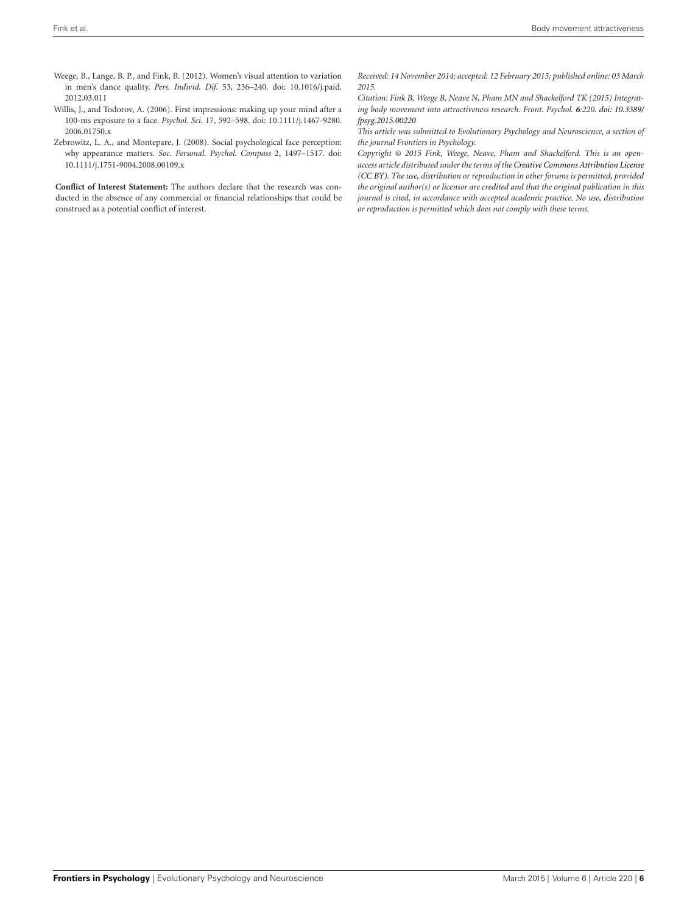Weege, B., Lange, B. P., and Fink, B. (2012). Women's visual attention to variation in men's dance quality. *Pers. Individ. Dif.* 53, 236–240. doi: 10.1016/j.paid.2012.03.011

Willis, J., and Todorov, A. (2006). First impressions: making up your mind after a 100-ms exposure to a face. *Psychol. Sci.* 17, 592–598. doi: 10.1111/j.1467-9280.2006.01750.x

Zebrowitz, L. A., and Montepare, J. (2008). Social psychological face perception: why appearance matters. *Soc. Personal. Psychol. Compass* 2, 1497–1517. doi: 10.1111/j.1751-9004.2008.00109.x

**Conflict of Interest Statement:** The authors declare that the research was conducted in the absence of any commercial or financial relationships that could be construed as a potential conflict of interest.

*Received: 14 November 2014; accepted: 12 February 2015; published online: 03 March 2015.*

*Citation: Fink B, Weege B, Neave N, Pham MN and Shackelford TK (2015) Integrating body movement into attractiveness research. Front. Psychol.* ***6****:220. doi: 10.3389/fpsyg.2015.00220*

*This article was submitted to Evolutionary Psychology and Neuroscience, a section of the journal Frontiers in Psychology.*

*Copyright © 2015 Fink, Weege, Neave, Pham and Shackelford. This is an open-access article distributed under the terms of the Creative Commons Attribution License (CC BY). The use, distribution or reproduction in other forums is permitted, provided the original author(s) or licensor are credited and that the original publication in this journal is cited, in accordance with accepted academic practice. No use, distribution or reproduction is permitted which does not comply with these terms.*